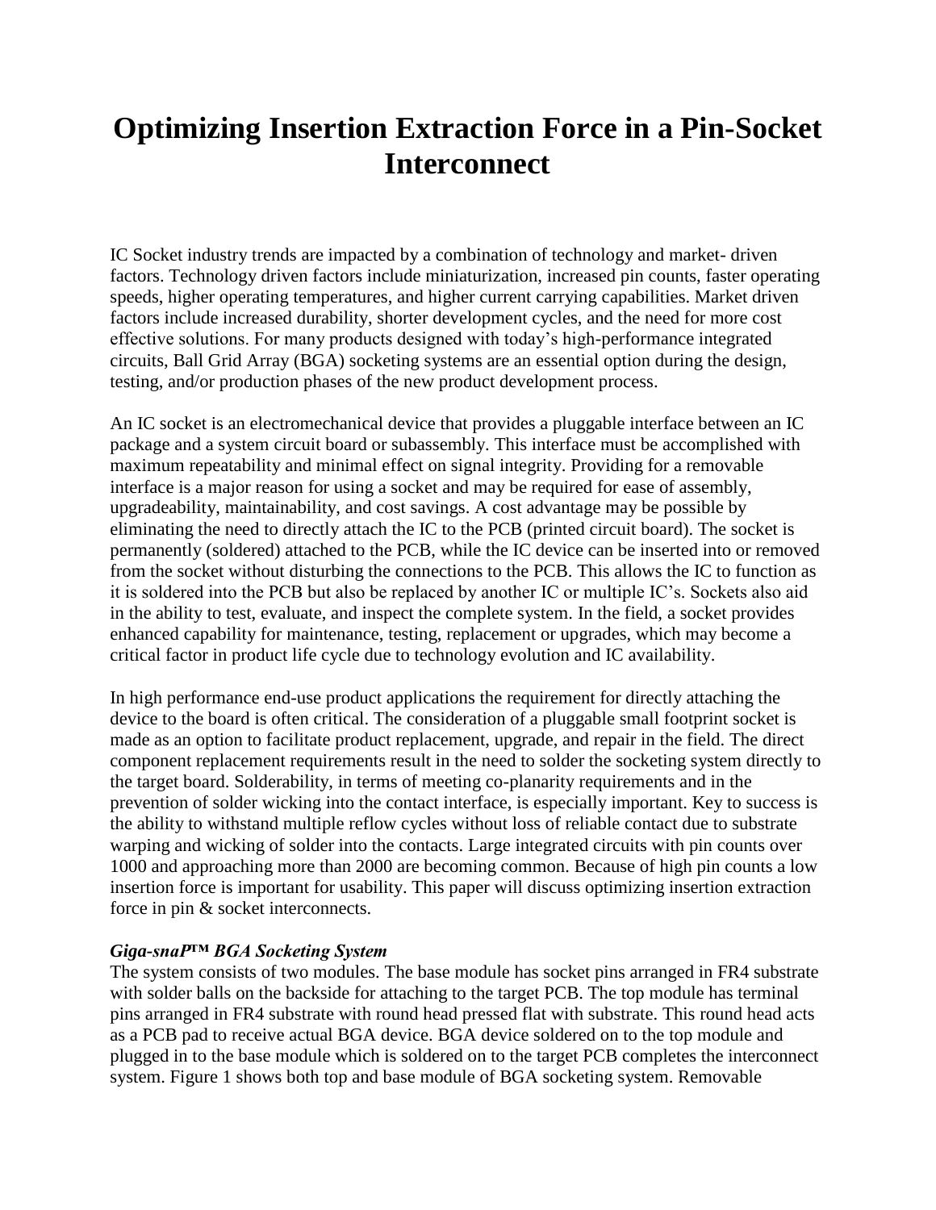# Optimizing Insertion Extraction Force in a Pin-Socket Interconnect

IC Socket industry trends are impacted by a combination of technology and market- driven factors. Technology driven factors include miniaturization, increased pin counts, faster operating speeds, higher operating temperatures, and higher current carrying capabilities. Market driven factors include increased durability, shorter development cycles, and the need for more cost effective solutions. For many products designed with today's high-performance integrated circuits, Ball Grid Array (BGA) socketing systems are an essential option during the design, testing, and/or production phases of the new product development process.

An IC socket is an electromechanical device that provides a pluggable interface between an IC package and a system circuit board or subassembly. This interface must be accomplished with maximum repeatability and minimal effect on signal integrity. Providing for a removable interface is a major reason for using a socket and may be required for ease of assembly, upgradeability, maintainability, and cost savings. A cost advantage may be possible by eliminating the need to directly attach the IC to the PCB (printed circuit board). The socket is permanently (soldered) attached to the PCB, while the IC device can be inserted into or removed from the socket without disturbing the connections to the PCB. This allows the IC to function as it is soldered into the PCB but also be replaced by another IC or multiple IC's. Sockets also aid in the ability to test, evaluate, and inspect the complete system. In the field, a socket provides enhanced capability for maintenance, testing, replacement or upgrades, which may become a critical factor in product life cycle due to technology evolution and IC availability.

In high performance end-use product applications the requirement for directly attaching the device to the board is often critical. The consideration of a pluggable small footprint socket is made as an option to facilitate product replacement, upgrade, and repair in the field. The direct component replacement requirements result in the need to solder the socketing system directly to the target board. Solderability, in terms of meeting co-planarity requirements and in the prevention of solder wicking into the contact interface, is especially important. Key to success is the ability to withstand multiple reflow cycles without loss of reliable contact due to substrate warping and wicking of solder into the contacts. Large integrated circuits with pin counts over 1000 and approaching more than 2000 are becoming common. Because of high pin counts a low insertion force is important for usability. This paper will discuss optimizing insertion extraction force in pin & socket interconnects.

***Giga-snaP™ BGA Socketing System***

The system consists of two modules. The base module has socket pins arranged in FR4 substrate with solder balls on the backside for attaching to the target PCB. The top module has terminal pins arranged in FR4 substrate with round head pressed flat with substrate. This round head acts as a PCB pad to receive actual BGA device. BGA device soldered on to the top module and plugged in to the base module which is soldered on to the target PCB completes the interconnect system. Figure 1 shows both top and base module of BGA socketing system. Removable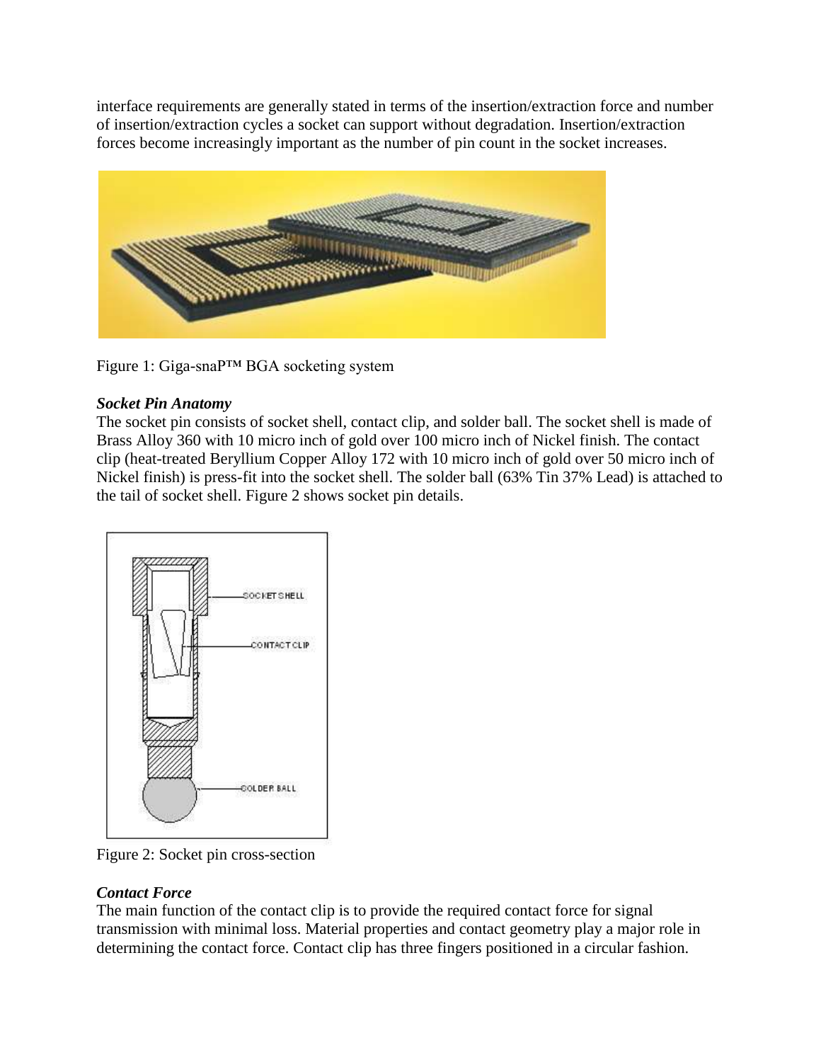interface requirements are generally stated in terms of the insertion/extraction force and number of insertion/extraction cycles a socket can support without degradation. Insertion/extraction forces become increasingly important as the number of pin count in the socket increases.

Figure 1: Giga-snaP™ BGA socketing system

***Socket Pin Anatomy***

The socket pin consists of socket shell, contact clip, and solder ball. The socket shell is made of Brass Alloy 360 with 10 micro inch of gold over 100 micro inch of Nickel finish. The contact clip (heat-treated Beryllium Copper Alloy 172 with 10 micro inch of gold over 50 micro inch of Nickel finish) is press-fit into the socket shell. The solder ball (63% Tin 37% Lead) is attached to the tail of socket shell. Figure 2 shows socket pin details.

Figure 2: Socket pin cross-section

***Contact Force***

The main function of the contact clip is to provide the required contact force for signal transmission with minimal loss. Material properties and contact geometry play a major role in determining the contact force. Contact clip has three fingers positioned in a circular fashion.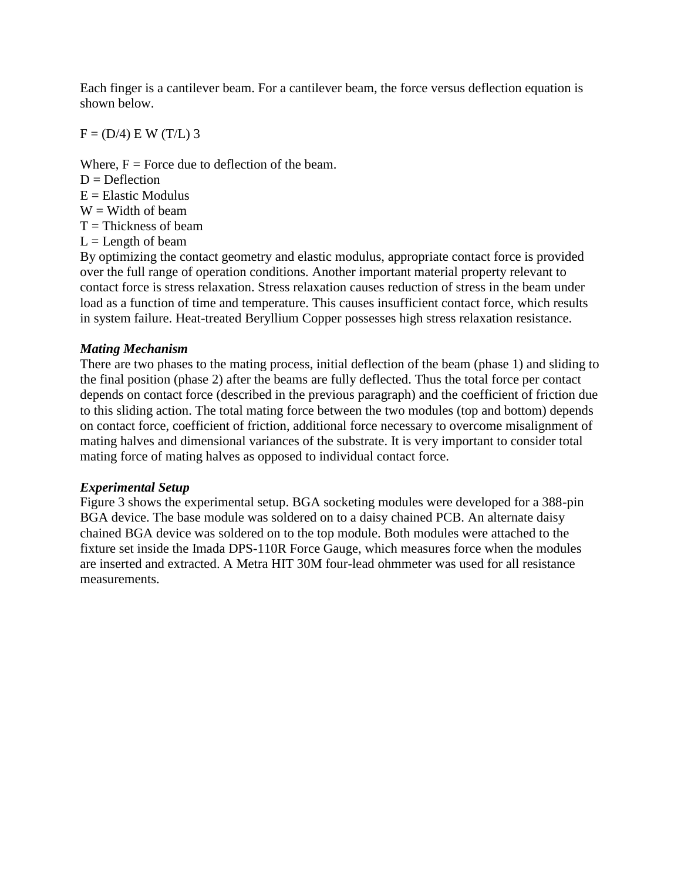Each finger is a cantilever beam. For a cantilever beam, the force versus deflection equation is shown below.

$$F = (D/4)\, E\, W\, (T/L)^3$$

Where, F = Force due to deflection of the beam.
D = Deflection
E = Elastic Modulus
W = Width of beam
T = Thickness of beam
L = Length of beam
By optimizing the contact geometry and elastic modulus, appropriate contact force is provided over the full range of operation conditions. Another important material property relevant to contact force is stress relaxation. Stress relaxation causes reduction of stress in the beam under load as a function of time and temperature. This causes insufficient contact force, which results in system failure. Heat-treated Beryllium Copper possesses high stress relaxation resistance.

***Mating Mechanism***

There are two phases to the mating process, initial deflection of the beam (phase 1) and sliding to the final position (phase 2) after the beams are fully deflected. Thus the total force per contact depends on contact force (described in the previous paragraph) and the coefficient of friction due to this sliding action. The total mating force between the two modules (top and bottom) depends on contact force, coefficient of friction, additional force necessary to overcome misalignment of mating halves and dimensional variances of the substrate. It is very important to consider total mating force of mating halves as opposed to individual contact force.

***Experimental Setup***

Figure 3 shows the experimental setup. BGA socketing modules were developed for a 388-pin BGA device. The base module was soldered on to a daisy chained PCB. An alternate daisy chained BGA device was soldered on to the top module. Both modules were attached to the fixture set inside the Imada DPS-110R Force Gauge, which measures force when the modules are inserted and extracted. A Metra HIT 30M four-lead ohmmeter was used for all resistance measurements.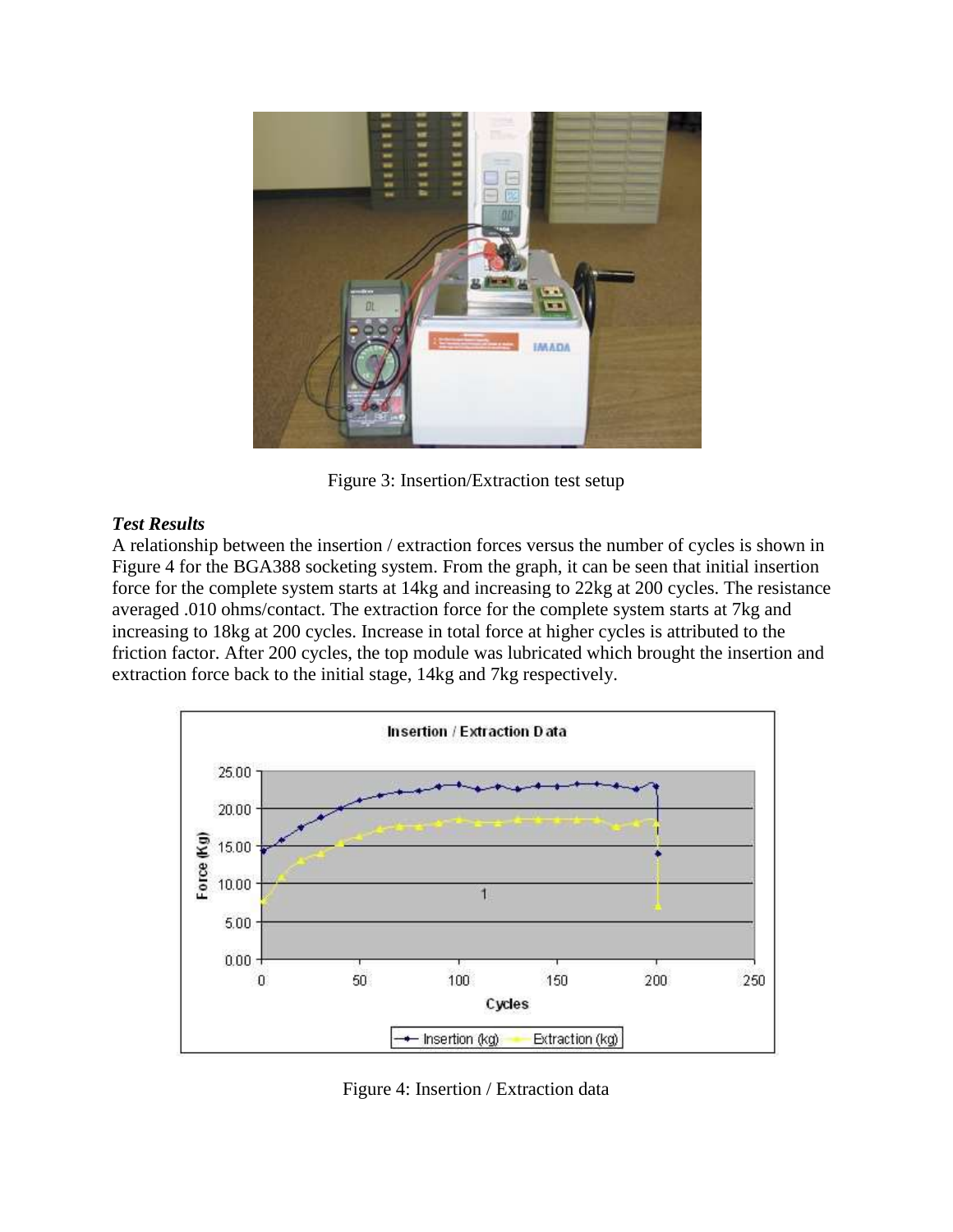Figure 3: Insertion/Extraction test setup

***Test Results***

A relationship between the insertion / extraction forces versus the number of cycles is shown in Figure 4 for the BGA388 socketing system. From the graph, it can be seen that initial insertion force for the complete system starts at 14kg and increasing to 22kg at 200 cycles. The resistance averaged .010 ohms/contact. The extraction force for the complete system starts at 7kg and increasing to 18kg at 200 cycles. Increase in total force at higher cycles is attributed to the friction factor. After 200 cycles, the top module was lubricated which brought the insertion and extraction force back to the initial stage, 14kg and 7kg respectively.

Figure 4: Insertion / Extraction data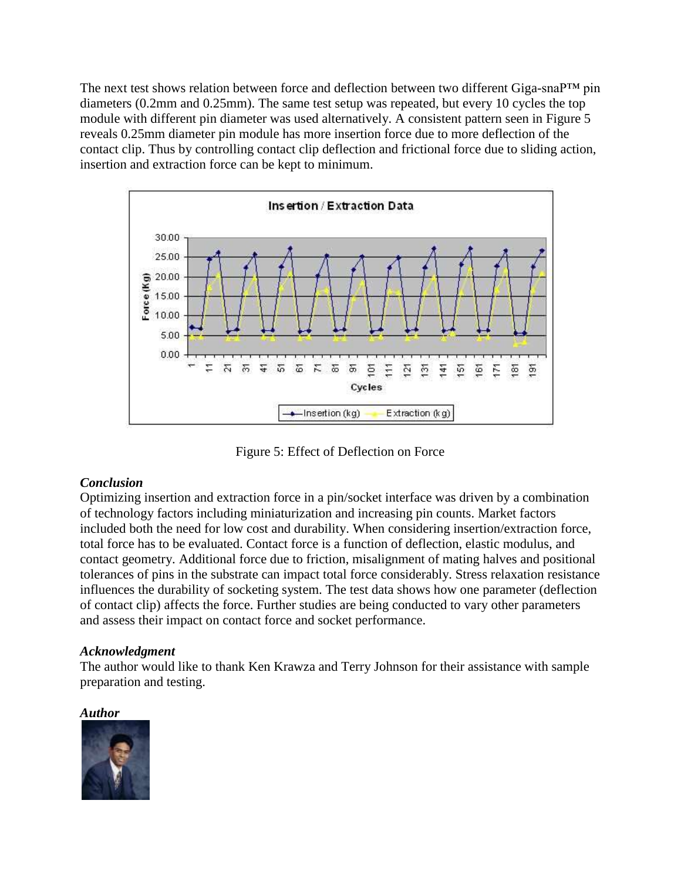The next test shows relation between force and deflection between two different Giga-snaP™ pin diameters (0.2mm and 0.25mm). The same test setup was repeated, but every 10 cycles the top module with different pin diameter was used alternatively. A consistent pattern seen in Figure 5 reveals 0.25mm diameter pin module has more insertion force due to more deflection of the contact clip. Thus by controlling contact clip deflection and frictional force due to sliding action, insertion and extraction force can be kept to minimum.

Figure 5: Effect of Deflection on Force

### *Conclusion*

Optimizing insertion and extraction force in a pin/socket interface was driven by a combination of technology factors including miniaturization and increasing pin counts. Market factors included both the need for low cost and durability. When considering insertion/extraction force, total force has to be evaluated. Contact force is a function of deflection, elastic modulus, and contact geometry. Additional force due to friction, misalignment of mating halves and positional tolerances of pins in the substrate can impact total force considerably. Stress relaxation resistance influences the durability of socketing system. The test data shows how one parameter (deflection of contact clip) affects the force. Further studies are being conducted to vary other parameters and assess their impact on contact force and socket performance.

### *Acknowledgment*

The author would like to thank Ken Krawza and Terry Johnson for their assistance with sample preparation and testing.

### *Author*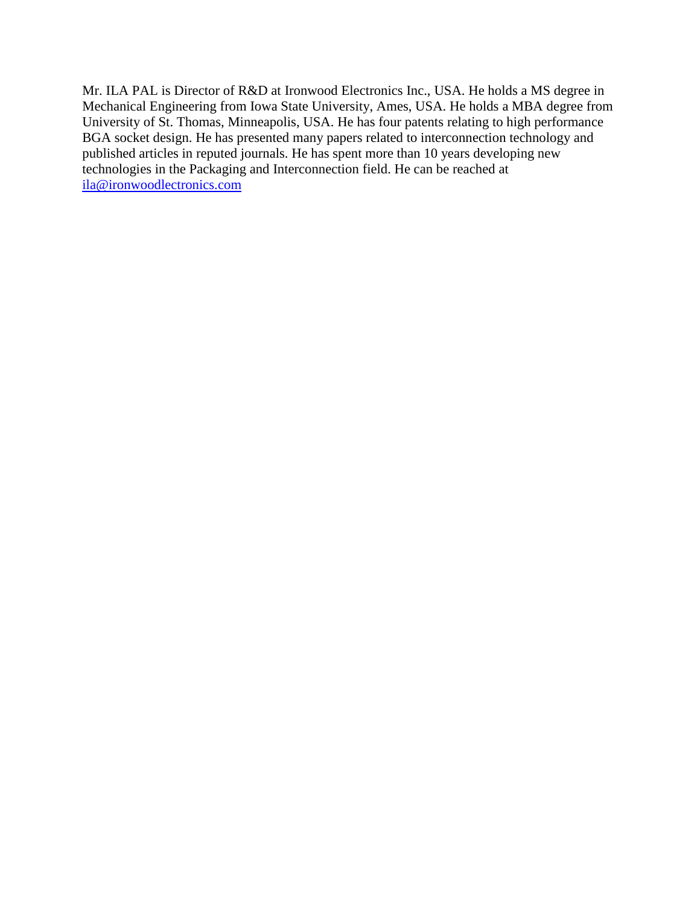Mr. ILA PAL is Director of R&D at Ironwood Electronics Inc., USA. He holds a MS degree in Mechanical Engineering from Iowa State University, Ames, USA. He holds a MBA degree from University of St. Thomas, Minneapolis, USA. He has four patents relating to high performance BGA socket design. He has presented many papers related to interconnection technology and published articles in reputed journals. He has spent more than 10 years developing new technologies in the Packaging and Interconnection field. He can be reached at ila@ironwoodlectronics.com